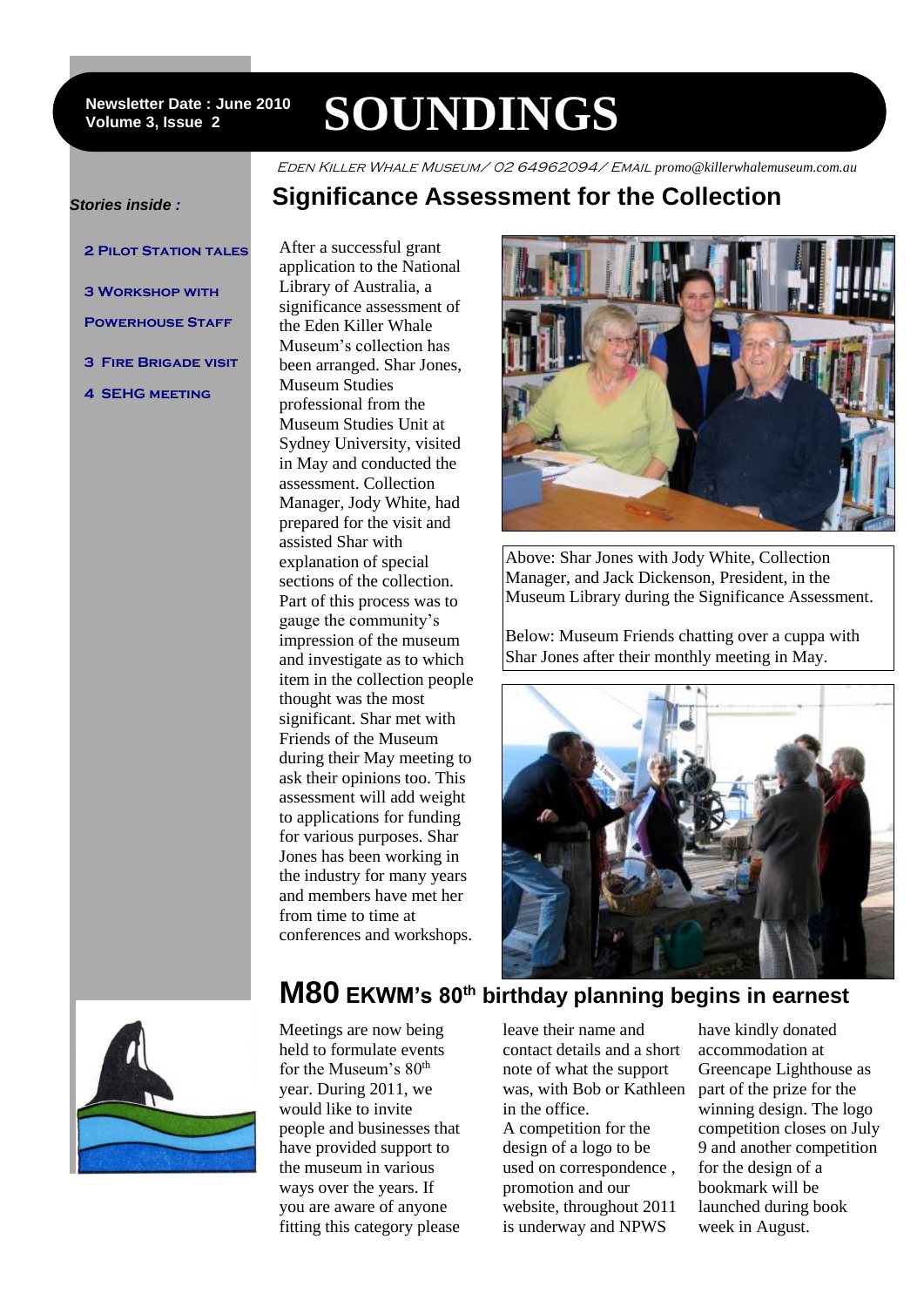Newsletter Date : June 2010
Volume 3, Issue 2

# SOUNDINGS

Eden Killer Whale Museum/ 02 64962094/ Email promo@killerwhalemuseum.com.au

*Stories inside :*

- 2 Pilot Station Tales
- 3 Workshop with Powerhouse Staff
- 3 Fire Brigade visit
- 4 SEHG meeting

## Significance Assessment for the Collection

After a successful grant application to the National Library of Australia, a significance assessment of the Eden Killer Whale Museum's collection has been arranged. Shar Jones, Museum Studies professional from the Museum Studies Unit at Sydney University, visited in May and conducted the assessment. Collection Manager, Jody White, had prepared for the visit and assisted Shar with explanation of special sections of the collection. Part of this process was to gauge the community's impression of the museum and investigate as to which item in the collection people thought was the most significant. Shar met with Friends of the Museum during their May meeting to ask their opinions too. This assessment will add weight to applications for funding for various purposes. Shar Jones has been working in the industry for many years and members have met her from time to time at conferences and workshops.

Above: Shar Jones with Jody White, Collection Manager, and Jack Dickenson, President, in the Museum Library during the Significance Assessment.

Below: Museum Friends chatting over a cuppa with Shar Jones after their monthly meeting in May.

## M80 EKWM's 80th birthday planning begins in earnest

Meetings are now being held to formulate events for the Museum's 80th year. During 2011, we would like to invite people and businesses that have provided support to the museum in various ways over the years. If you are aware of anyone fitting this category please leave their name and contact details and a short note of what the support was, with Bob or Kathleen in the office.

A competition for the design of a logo to be used on correspondence, promotion and our website, throughout 2011 is underway and NPWS have kindly donated accommodation at Greencape Lighthouse as part of the prize for the winning design. The logo competition closes on July 9 and another competition for the design of a bookmark will be launched during book week in August.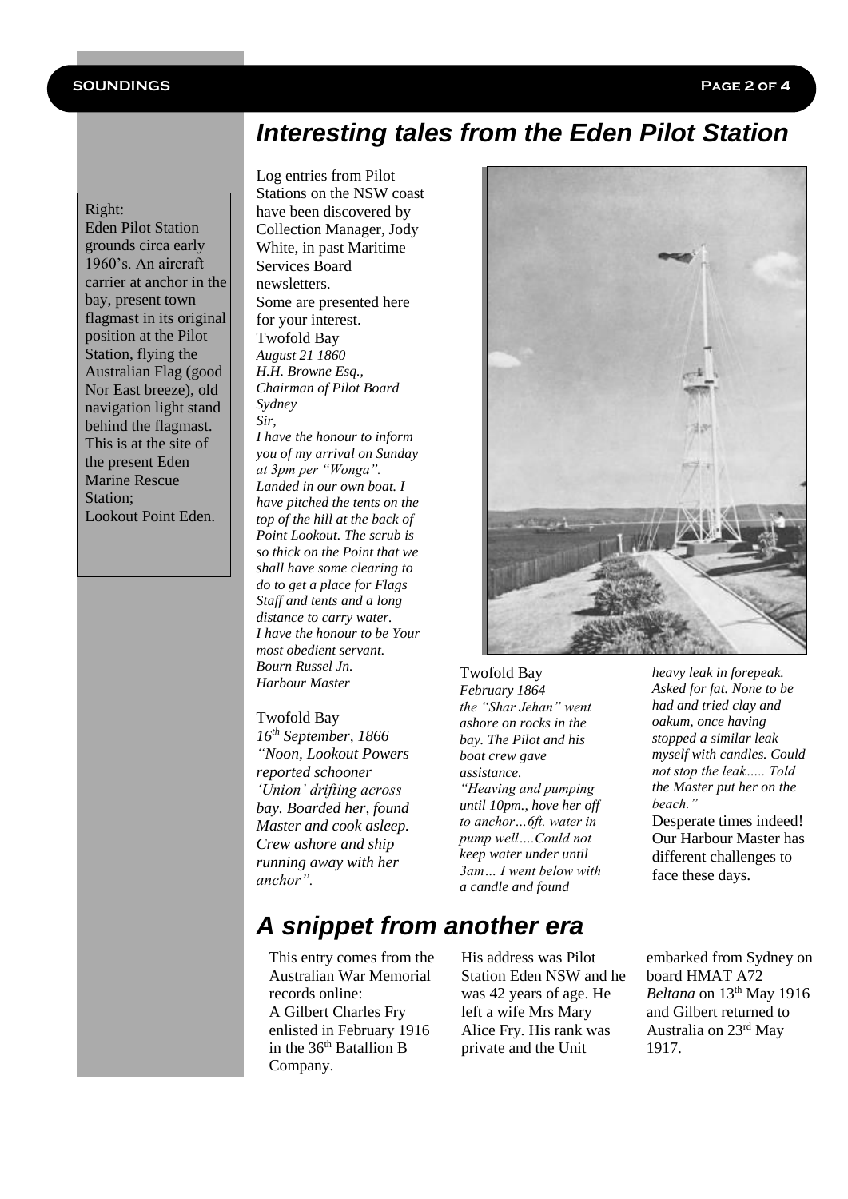## *Interesting tales from the Eden Pilot Station*

Right:
Eden Pilot Station grounds circa early 1960's. An aircraft carrier at anchor in the bay, present town flagmast in its original position at the Pilot Station, flying the Australian Flag (good Nor East breeze), old navigation light stand behind the flagmast. This is at the site of the present Eden Marine Rescue Station;
Lookout Point Eden.

Log entries from Pilot Stations on the NSW coast have been discovered by Collection Manager, Jody White, in past Maritime Services Board newsletters.
Some are presented here for your interest.

Twofold Bay
*August 21 1860*
*H.H. Browne Esq.,*
*Chairman of Pilot Board*
*Sydney*
*Sir,*
*I have the honour to inform you of my arrival on Sunday at 3pm per "Wonga". Landed in our own boat. I have pitched the tents on the top of the hill at the back of Point Lookout. The scrub is so thick on the Point that we shall have some clearing to do to get a place for Flags Staff and tents and a long distance to carry water.*
*I have the honour to be Your most obedient servant.*
*Bourn Russel Jn.*
*Harbour Master*

Twofold Bay
*16th September, 1866*
*"Noon, Lookout Powers reported schooner 'Union' drifting across bay. Boarded her, found Master and cook asleep. Crew ashore and ship running away with her anchor".*

Twofold Bay
*February 1864*
*the "Shar Jehan" went ashore on rocks in the bay. The Pilot and his boat crew gave assistance.*
*"Heaving and pumping until 10pm., hove her off to anchor…6ft. water in pump well….Could not keep water under until 3am… I went below with a candle and found heavy leak in forepeak. Asked for fat. None to be had and tried clay and oakum, once having stopped a similar leak myself with candles. Could not stop the leak….. Told the Master put her on the beach."*

Desperate times indeed! Our Harbour Master has different challenges to face these days.

## *A snippet from another era*

This entry comes from the Australian War Memorial records online:
A Gilbert Charles Fry enlisted in February 1916 in the 36th Batallion B Company.
His address was Pilot Station Eden NSW and he was 42 years of age. He left a wife Mrs Mary Alice Fry. His rank was private and the Unit embarked from Sydney on board HMAT A72 *Beltana* on 13th May 1916 and Gilbert returned to Australia on 23rd May 1917.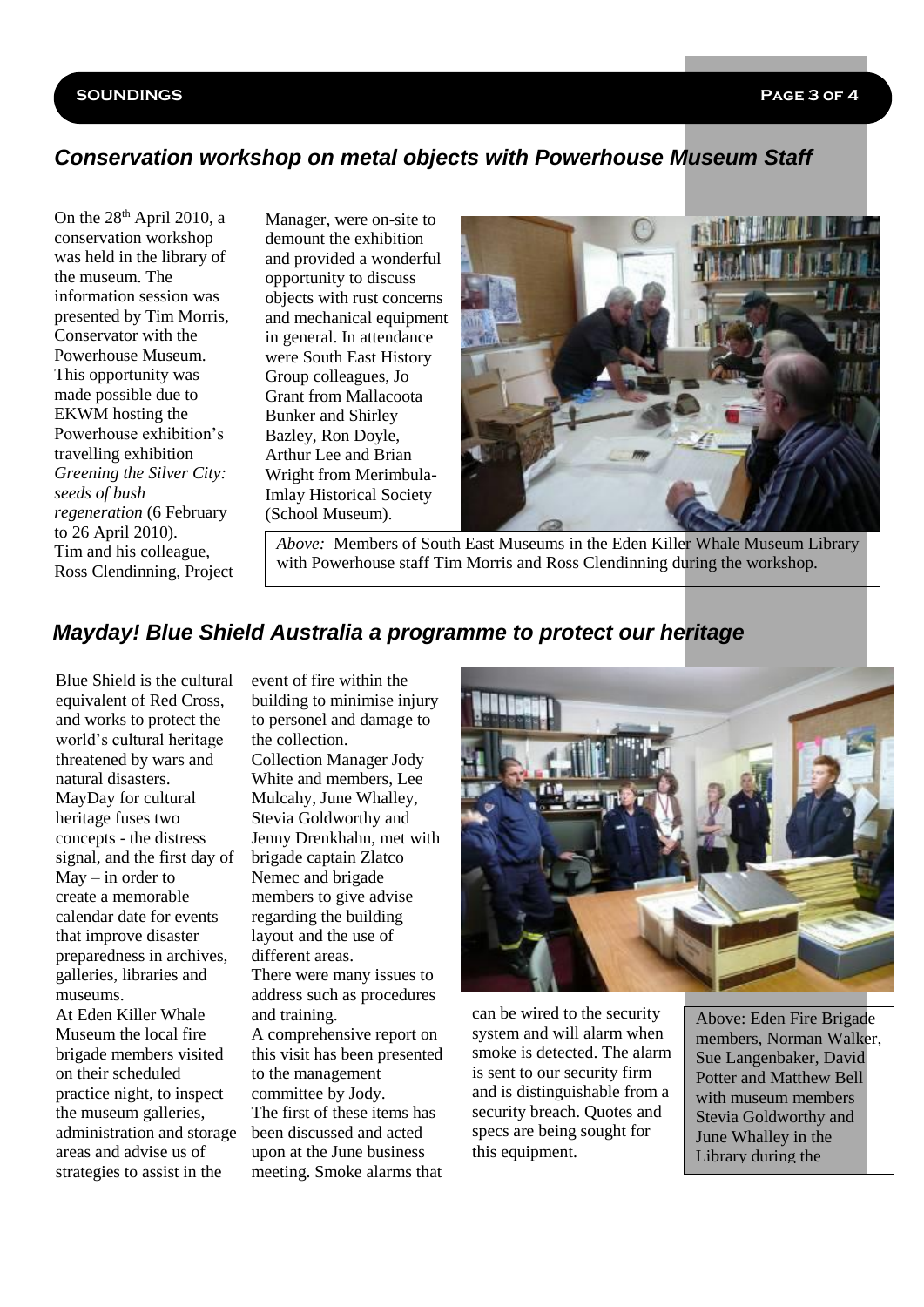## *Conservation workshop on metal objects with Powerhouse Museum Staff*

On the 28th April 2010, a conservation workshop was held in the library of the museum. The information session was presented by Tim Morris, Conservator with the Powerhouse Museum. This opportunity was made possible due to EKWM hosting the Powerhouse exhibition's travelling exhibition *Greening the Silver City: seeds of bush regeneration* (6 February to 26 April 2010). Tim and his colleague, Ross Clendinning, Project Manager, were on-site to demount the exhibition and provided a wonderful opportunity to discuss objects with rust concerns and mechanical equipment in general. In attendance were South East History Group colleagues, Jo Grant from Mallacoota Bunker and Shirley Bazley, Ron Doyle, Arthur Lee and Brian Wright from Merimbula-Imlay Historical Society (School Museum).

*Above:* Members of South East Museums in the Eden Killer Whale Museum Library with Powerhouse staff Tim Morris and Ross Clendinning during the workshop.

## *Mayday! Blue Shield Australia a programme to protect our heritage*

Blue Shield is the cultural equivalent of Red Cross, and works to protect the world's cultural heritage threatened by wars and natural disasters. MayDay for cultural heritage fuses two concepts - the distress signal, and the first day of May – in order to create a memorable calendar date for events that improve disaster preparedness in archives, galleries, libraries and museums.

At Eden Killer Whale Museum the local fire brigade members visited on their scheduled practice night, to inspect the museum galleries, administration and storage areas and advise us of strategies to assist in the event of fire within the building to minimise injury to personel and damage to the collection.

Collection Manager Jody White and members, Lee Mulcahy, June Whalley, Stevia Goldworthy and Jenny Drenkhahn, met with brigade captain Zlatco Nemec and brigade members to give advise regarding the building layout and the use of different areas.

There were many issues to address such as procedures and training.

A comprehensive report on this visit has been presented to the management committee by Jody.

The first of these items has been discussed and acted upon at the June business meeting. Smoke alarms that can be wired to the security system and will alarm when smoke is detected. The alarm is sent to our security firm and is distinguishable from a security breach. Quotes and specs are being sought for this equipment.

Above: Eden Fire Brigade members, Norman Walker, Sue Langenbaker, David Potter and Matthew Bell with museum members Stevia Goldworthy and June Whalley in the Library during the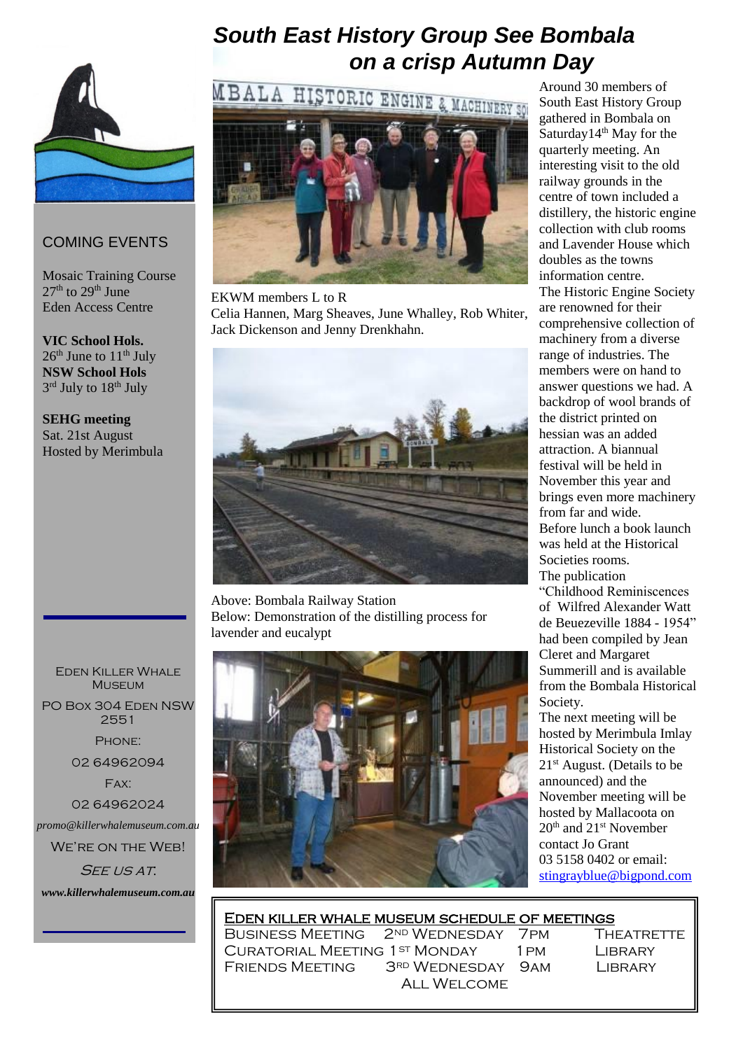# South East History Group See Bombala on a crisp Autumn Day

EKWM members L to R
Celia Hannen, Marg Sheaves, June Whalley, Rob Whiter, Jack Dickenson and Jenny Drenkhahn.

Above: Bombala Railway Station
Below: Demonstration of the distilling process for lavender and eucalypt

Around 30 members of South East History Group gathered in Bombala on Saturday14th May for the quarterly meeting. An interesting visit to the old railway grounds in the centre of town included a distillery, the historic engine collection with club rooms and Lavender House which doubles as the towns information centre.

The Historic Engine Society are renowned for their comprehensive collection of machinery from a diverse range of industries. The members were on hand to answer questions we had. A backdrop of wool brands of the district printed on hessian was an added attraction. A biannual festival will be held in November this year and brings even more machinery from far and wide.

Before lunch a book launch was held at the Historical Societies rooms.

The publication "Childhood Reminiscences of Wilfred Alexander Watt de Beuezeville 1884 - 1954" had been compiled by Jean Cleret and Margaret Summerill and is available from the Bombala Historical Society.

The next meeting will be hosted by Merimbula Imlay Historical Society on the 21st August. (Details to be announced) and the November meeting will be hosted by Mallacoota on 20th and 21st November contact Jo Grant 03 5158 0402 or email: stingrayblue@bigpond.com

## COMING EVENTS

Mosaic Training Course
27th to 29th June
Eden Access Centre

**VIC School Hols.**
26th June to 11th July
**NSW School Hols**
3rd July to 18th July

**SEHG meeting**
Sat. 21st August
Hosted by Merimbula

EDEN KILLER WHALE MUSEUM
PO BOX 304 EDEN NSW 2551
PHONE:
02 64962094
FAX:
02 64962024
*promo@killerwhalemuseum.com.au*
WE'RE ON THE WEB!
*SEE US AT:*
***www.killerwhalemuseum.com.au***

## EDEN KILLER WHALE MUSEUM SCHEDULE OF MEETINGS

| | | | |
|---|---|---|---|
| BUSINESS MEETING | 2ND WEDNESDAY | 7PM | THEATRETTE |
| CURATORIAL MEETING | 1ST MONDAY | 1PM | LIBRARY |
| FRIENDS MEETING | 3RD WEDNESDAY | 9AM | LIBRARY |

ALL WELCOME